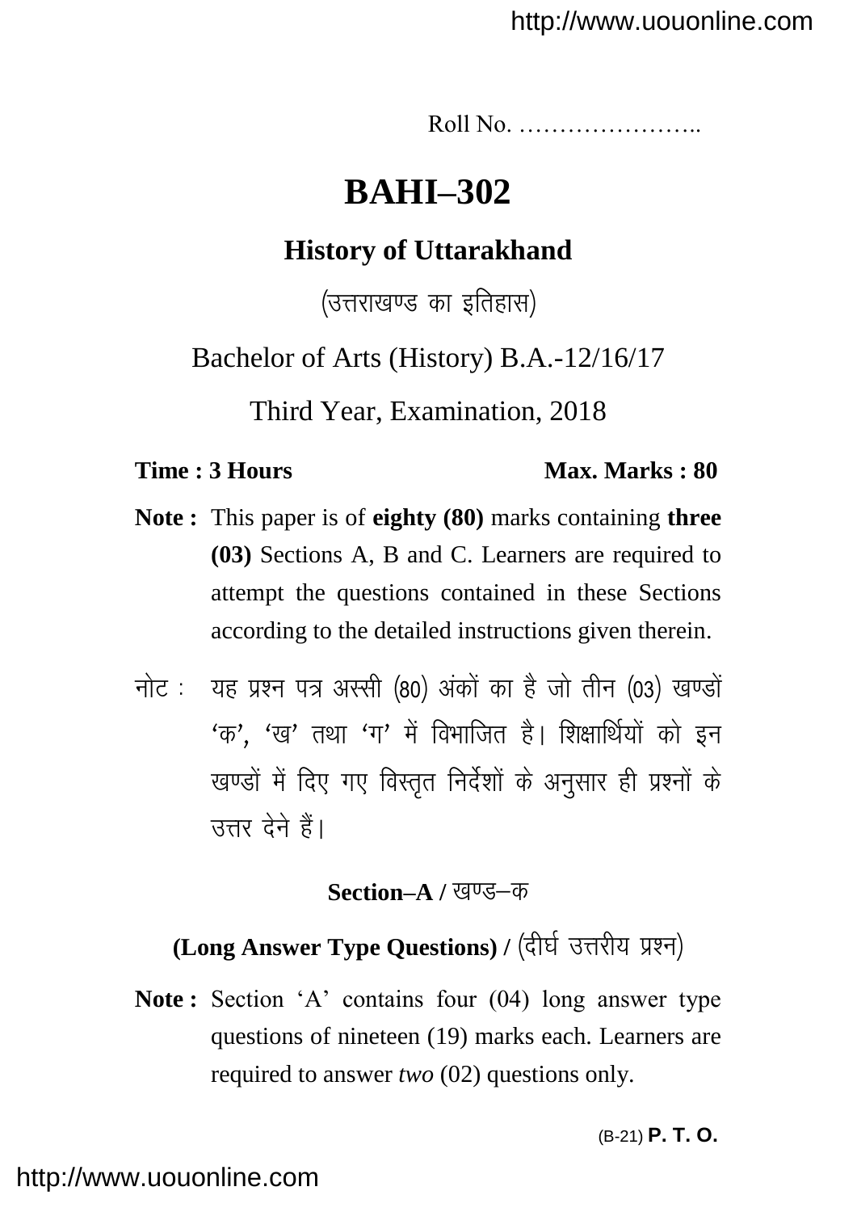Roll No. …………………..

# BAHI–302

## History of Uttarakhand

(उत्तराखण्ड का इतिहास)

Bachelor of Arts (History) B.A.-12/16/17

Third Year, Examination, 2018

**Time : 3 Hours** **Max. Marks : 80**

**Note :** This paper is of **eighty (80)** marks containing **three (03)** Sections A, B and C. Learners are required to attempt the questions contained in these Sections according to the detailed instructions given therein.

नोट : यह प्रश्न पत्र अस्सी (80) अंकों का है जो तीन (03) खण्डों 'क', 'ख' तथा 'ग' में विभाजित है। शिक्षार्थियों को इन खण्डों में दिए गए विस्तृत निर्देशों के अनुसार ही प्रश्नों के उत्तर देने हैं।

### Section–A / खण्ड–क

### (Long Answer Type Questions) / (दीर्घ उत्तरीय प्रश्न)

**Note :** Section 'A' contains four (04) long answer type questions of nineteen (19) marks each. Learners are required to answer *two* (02) questions only.

(B-21) **P. T. O.**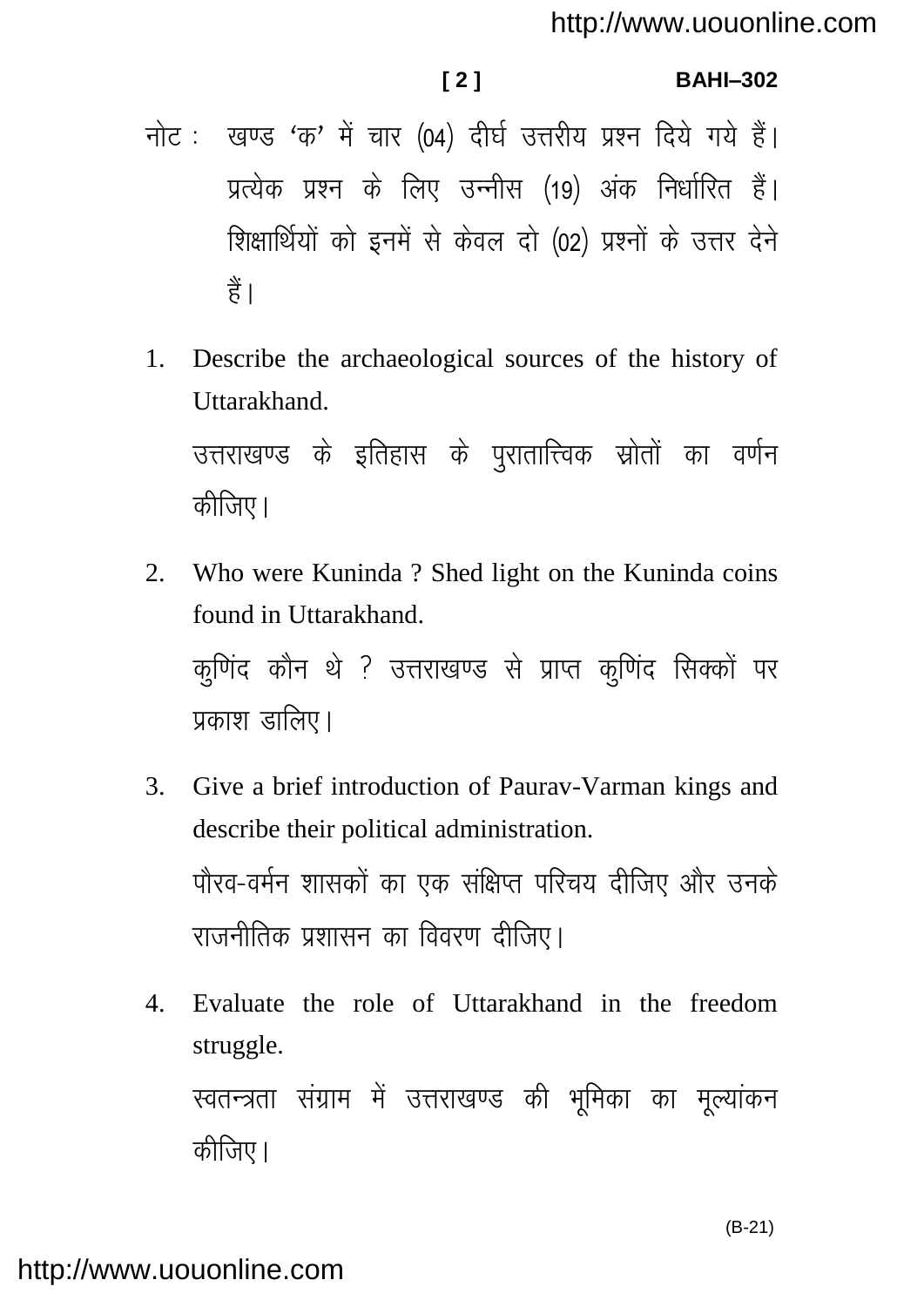नोट : खण्ड 'क' में चार (04) दीर्घ उत्तरीय प्रश्न दिये गये हैं। प्रत्येक प्रश्न के लिए उन्नीस (19) अंक निर्धारित हैं। शिक्षार्थियों को इनमें से केवल दो (02) प्रश्नों के उत्तर देने हैं।

1. Describe the archaeological sources of the history of Uttarakhand.

   उत्तराखण्ड के इतिहास के पुरातात्त्विक स्रोतों का वर्णन कीजिए।

2. Who were Kuninda ? Shed light on the Kuninda coins found in Uttarakhand.

   कुणिंद कौन थे ? उत्तराखण्ड से प्राप्त कुणिंद सिक्कों पर प्रकाश डालिए।

3. Give a brief introduction of Paurav-Varman kings and describe their political administration.

   पौरव-वर्मन शासकों का एक संक्षिप्त परिचय दीजिए और उनके राजनीतिक प्रशासन का विवरण दीजिए।

4. Evaluate the role of Uttarakhand in the freedom struggle.

   स्वतन्त्रता संग्राम में उत्तराखण्ड की भूमिका का मूल्यांकन कीजिए।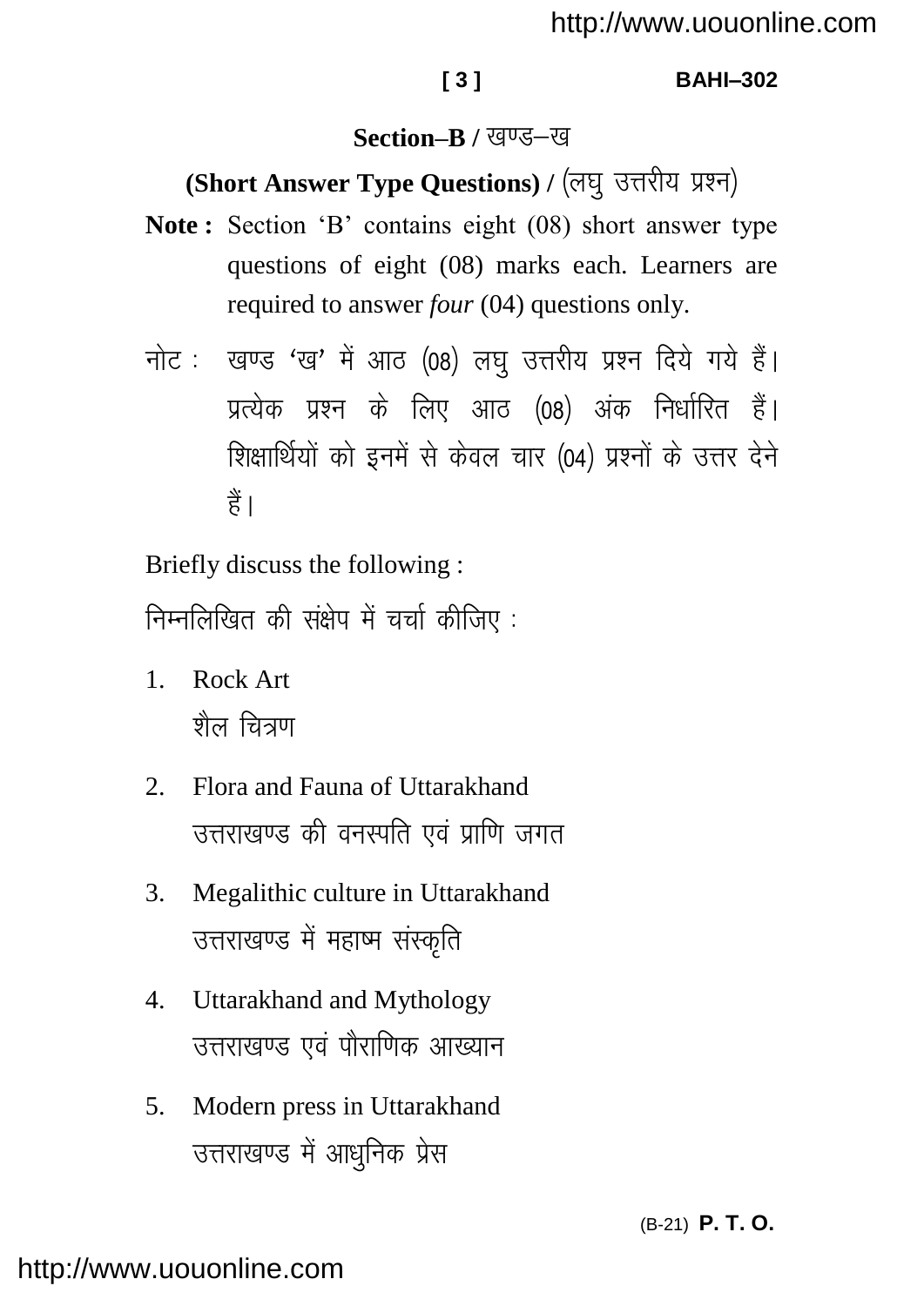## Section–B / खण्ड–ख

### (Short Answer Type Questions) / (लघु उत्तरीय प्रश्न)

**Note :** Section 'B' contains eight (08) short answer type questions of eight (08) marks each. Learners are required to answer *four* (04) questions only.

नोट : खण्ड 'ख' में आठ (08) लघु उत्तरीय प्रश्न दिये गये हैं। प्रत्येक प्रश्न के लिए आठ (08) अंक निर्धारित हैं। शिक्षार्थियों को इनमें से केवल चार (04) प्रश्नों के उत्तर देने हैं।

Briefly discuss the following :

निम्नलिखित की संक्षेप में चर्चा कीजिए :

1. Rock Art
   शैल चित्रण

2. Flora and Fauna of Uttarakhand
   उत्तराखण्ड की वनस्पति एवं प्राणि जगत

3. Megalithic culture in Uttarakhand
   उत्तराखण्ड में महाष्म संस्कृति

4. Uttarakhand and Mythology
   उत्तराखण्ड एवं पौराणिक आख्यान

5. Modern press in Uttarakhand
   उत्तराखण्ड में आधुनिक प्रेस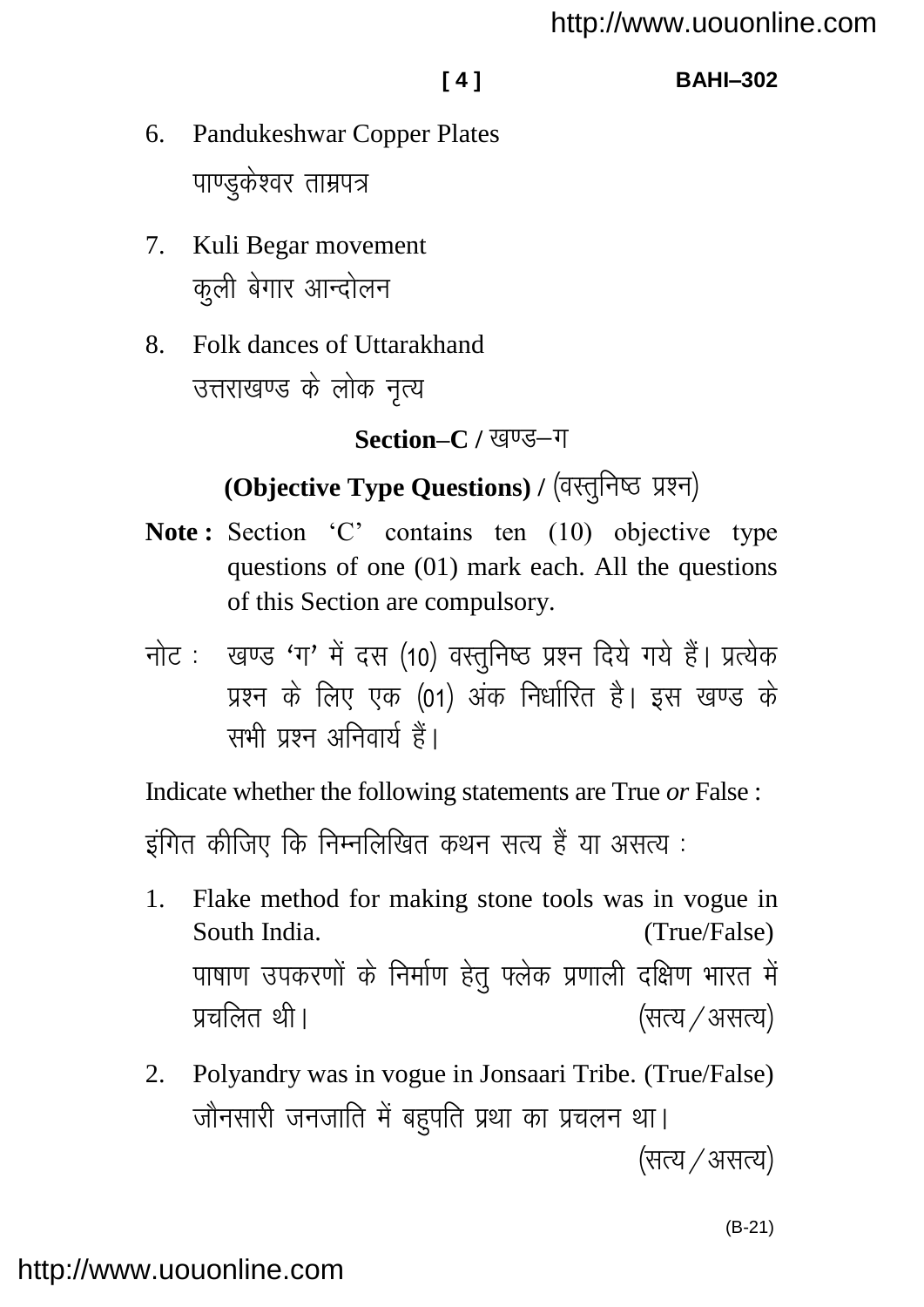6. Pandukeshwar Copper Plates

   पाण्डुकेश्वर ताम्रपत्र

7. Kuli Begar movement

   कुली बेगार आन्दोलन

8. Folk dances of Uttarakhand

   उत्तराखण्ड के लोक नृत्य

## Section–C / खण्ड–ग

### (Objective Type Questions) / (वस्तुनिष्ठ प्रश्न)

**Note :** Section 'C' contains ten (10) objective type questions of one (01) mark each. All the questions of this Section are compulsory.

नोट : खण्ड 'ग' में दस (10) वस्तुनिष्ठ प्रश्न दिये गये हैं। प्रत्येक प्रश्न के लिए एक (01) अंक निर्धारित है। इस खण्ड के सभी प्रश्न अनिवार्य हैं।

Indicate whether the following statements are True *or* False :

इंगित कीजिए कि निम्नलिखित कथन सत्य हैं या असत्य :

1. Flake method for making stone tools was in vogue in South India. (True/False)

   पाषाण उपकरणों के निर्माण हेतु फ्लेक प्रणाली दक्षिण भारत में प्रचलित थी। (सत्य / असत्य)

2. Polyandry was in vogue in Jonsaari Tribe. (True/False)

   जौनसारी जनजाति में बहुपति प्रथा का प्रचलन था। (सत्य / असत्य)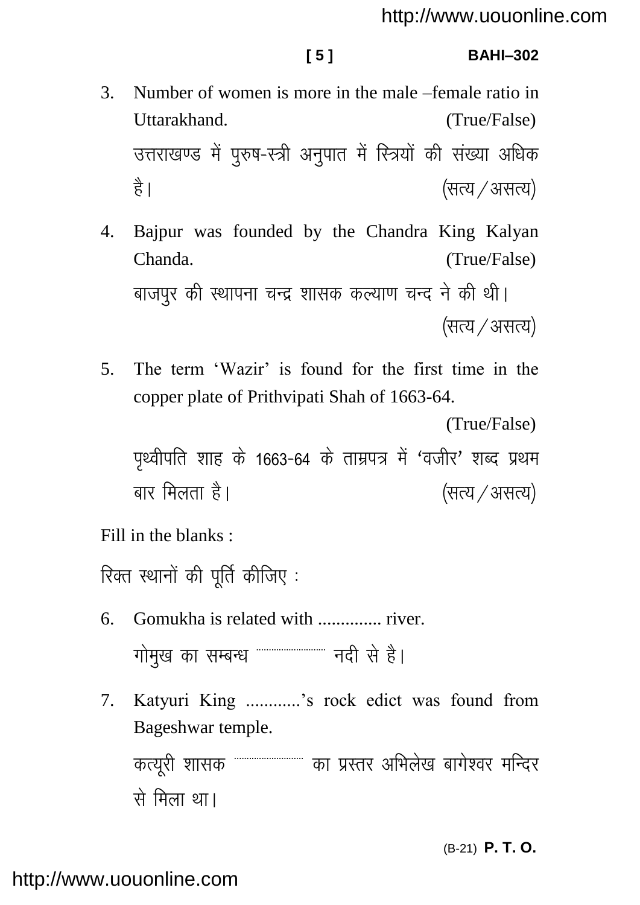3. Number of women is more in the male –female ratio in Uttarakhand. (True/False)

   उत्तराखण्ड में पुरुष-स्त्री अनुपात में स्त्रियों की संख्या अधिक है। (सत्य / असत्य)

4. Bajpur was founded by the Chandra King Kalyan Chanda. (True/False)

   बाजपुर की स्थापना चन्द्र शासक कल्याण चन्द ने की थी। (सत्य / असत्य)

5. The term 'Wazir' is found for the first time in the copper plate of Prithvipati Shah of 1663-64. (True/False)

   पृथ्वीपति शाह के 1663-64 के ताम्रपत्र में 'वजीर' शब्द प्रथम बार मिलता है। (सत्य / असत्य)

Fill in the blanks :

रिक्त स्थानों की पूर्ति कीजिए :

6. Gomukha is related with .............. river.

   गोमुख का सम्बन्ध .............. नदी से है।

7. Katyuri King ............'s rock edict was found from Bageshwar temple.

   कत्यूरी शासक .............. का प्रस्तर अभिलेख बागेश्वर मन्दिर से मिला था।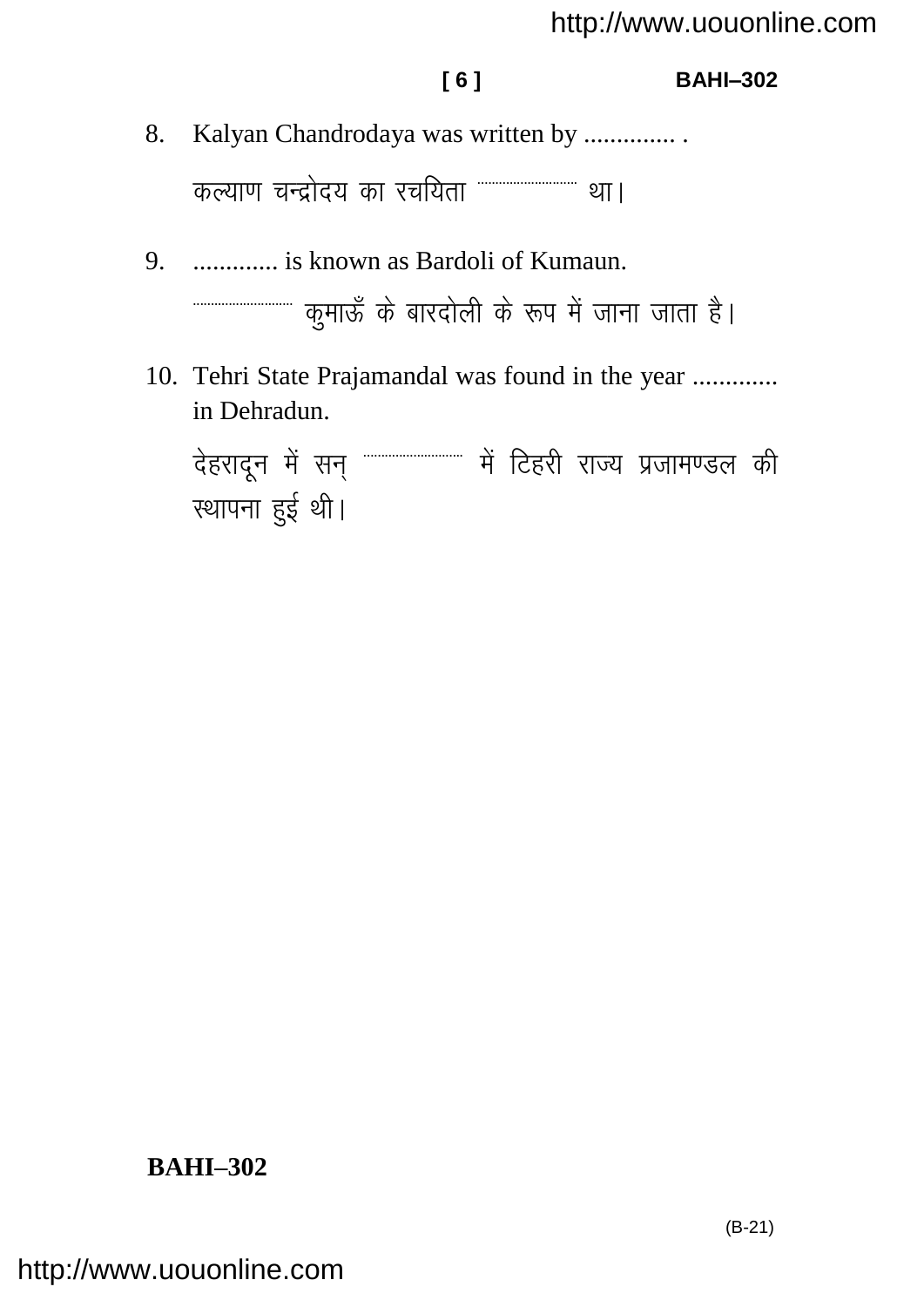8. Kalyan Chandrodaya was written by .............. .

   कल्याण चन्द्रोदय का रचयिता .............. था।

9. ............. is known as Bardoli of Kumaun.

   .............. कुमाऊँ के बारदोली के रूप में जाना जाता है।

10. Tehri State Prajamandal was found in the year ............. in Dehradun.

    देहरादून में सन् .............. में टिहरी राज्य प्रजामण्डल की स्थापना हुई थी।

BAHI–302

(B-21)